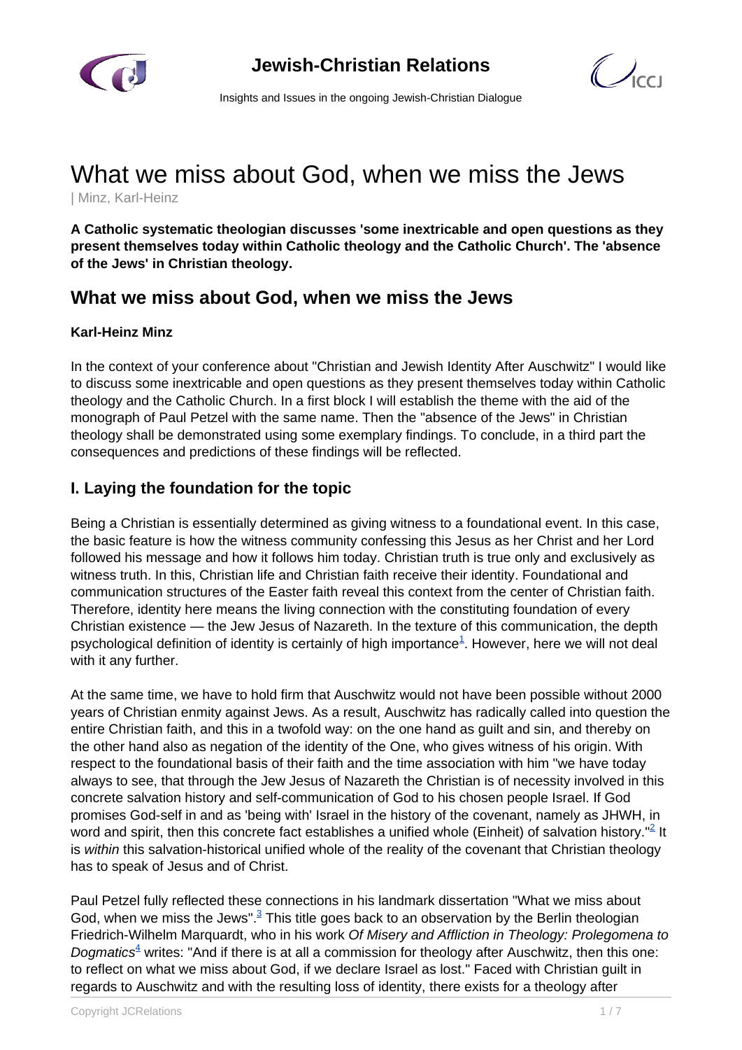# What we miss about God, when we miss the Jews

| Minz, Karl-Heinz

**A Catholic systematic theologian discusses 'some inextricable and open questions as they present themselves today within Catholic theology and the Catholic Church'. The 'absence of the Jews' in Christian theology.**

## What we miss about God, when we miss the Jews

**Karl-Heinz Minz**

In the context of your conference about "Christian and Jewish Identity After Auschwitz" I would like to discuss some inextricable and open questions as they present themselves today within Catholic theology and the Catholic Church. In a first block I will establish the theme with the aid of the monograph of Paul Petzel with the same name. Then the "absence of the Jews" in Christian theology shall be demonstrated using some exemplary findings. To conclude, in a third part the consequences and predictions of these findings will be reflected.

## I. Laying the foundation for the topic

Being a Christian is essentially determined as giving witness to a foundational event. In this case, the basic feature is how the witness community confessing this Jesus as her Christ and her Lord followed his message and how it follows him today. Christian truth is true only and exclusively as witness truth. In this, Christian life and Christian faith receive their identity. Foundational and communication structures of the Easter faith reveal this context from the center of Christian faith. Therefore, identity here means the living connection with the constituting foundation of every Christian existence — the Jew Jesus of Nazareth. In the texture of this communication, the depth psychological definition of identity is certainly of high importance[1]. However, here we will not deal with it any further.

At the same time, we have to hold firm that Auschwitz would not have been possible without 2000 years of Christian enmity against Jews. As a result, Auschwitz has radically called into question the entire Christian faith, and this in a twofold way: on the one hand as guilt and sin, and thereby on the other hand also as negation of the identity of the One, who gives witness of his origin. With respect to the foundational basis of their faith and the time association with him "we have today always to see, that through the Jew Jesus of Nazareth the Christian is of necessity involved in this concrete salvation history and self-communication of God to his chosen people Israel. If God promises God-self in and as 'being with' Israel in the history of the covenant, namely as JHWH, in word and spirit, then this concrete fact establishes a unified whole (Einheit) of salvation history."[2] It is *within* this salvation-historical unified whole of the reality of the covenant that Christian theology has to speak of Jesus and of Christ.

Paul Petzel fully reflected these connections in his landmark dissertation "What we miss about God, when we miss the Jews".[3] This title goes back to an observation by the Berlin theologian Friedrich-Wilhelm Marquardt, who in his work *Of Misery and Affliction in Theology: Prolegomena to Dogmatics*[4] writes: "And if there is at all a commission for theology after Auschwitz, then this one: to reflect on what we miss about God, if we declare Israel as lost." Faced with Christian guilt in regards to Auschwitz and with the resulting loss of identity, there exists for a theology after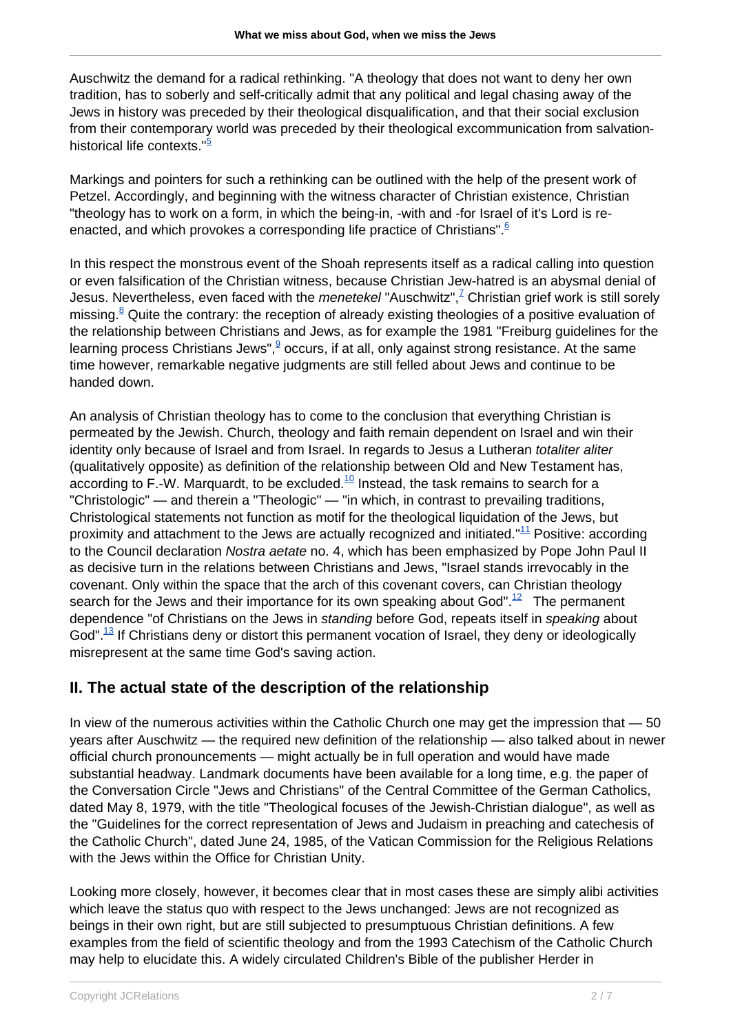Auschwitz the demand for a radical rethinking. "A theology that does not want to deny her own tradition, has to soberly and self-critically admit that any political and legal chasing away of the Jews in history was preceded by their theological disqualification, and that their social exclusion from their contemporary world was preceded by their theological excommunication from salvation-historical life contexts."[5]

Markings and pointers for such a rethinking can be outlined with the help of the present work of Petzel. Accordingly, and beginning with the witness character of Christian existence, Christian "theology has to work on a form, in which the being-in, -with and -for Israel of it's Lord is re-enacted, and which provokes a corresponding life practice of Christians".[6]

In this respect the monstrous event of the Shoah represents itself as a radical calling into question or even falsification of the Christian witness, because Christian Jew-hatred is an abysmal denial of Jesus. Nevertheless, even faced with the *menetekel* "Auschwitz",[7] Christian grief work is still sorely missing.[8] Quite the contrary: the reception of already existing theologies of a positive evaluation of the relationship between Christians and Jews, as for example the 1981 "Freiburg guidelines for the learning process Christians Jews",[9] occurs, if at all, only against strong resistance. At the same time however, remarkable negative judgments are still felled about Jews and continue to be handed down.

An analysis of Christian theology has to come to the conclusion that everything Christian is permeated by the Jewish. Church, theology and faith remain dependent on Israel and win their identity only because of Israel and from Israel. In regards to Jesus a Lutheran *totaliter aliter* (qualitatively opposite) as definition of the relationship between Old and New Testament has, according to F.-W. Marquardt, to be excluded.[10] Instead, the task remains to search for a "Christologic" — and therein a "Theologic" — "in which, in contrast to prevailing traditions, Christological statements not function as motif for the theological liquidation of the Jews, but proximity and attachment to the Jews are actually recognized and initiated."[11] Positive: according to the Council declaration *Nostra aetate* no. 4, which has been emphasized by Pope John Paul II as decisive turn in the relations between Christians and Jews, "Israel stands irrevocably in the covenant. Only within the space that the arch of this covenant covers, can Christian theology search for the Jews and their importance for its own speaking about God".[12] The permanent dependence "of Christians on the Jews in *standing* before God, repeats itself in *speaking* about God".[13] If Christians deny or distort this permanent vocation of Israel, they deny or ideologically misrepresent at the same time God's saving action.

## II. The actual state of the description of the relationship

In view of the numerous activities within the Catholic Church one may get the impression that — 50 years after Auschwitz — the required new definition of the relationship — also talked about in newer official church pronouncements — might actually be in full operation and would have made substantial headway. Landmark documents have been available for a long time, e.g. the paper of the Conversation Circle "Jews and Christians" of the Central Committee of the German Catholics, dated May 8, 1979, with the title "Theological focuses of the Jewish-Christian dialogue", as well as the "Guidelines for the correct representation of Jews and Judaism in preaching and catechesis of the Catholic Church", dated June 24, 1985, of the Vatican Commission for the Religious Relations with the Jews within the Office for Christian Unity.

Looking more closely, however, it becomes clear that in most cases these are simply alibi activities which leave the status quo with respect to the Jews unchanged: Jews are not recognized as beings in their own right, but are still subjected to presumptuous Christian definitions. A few examples from the field of scientific theology and from the 1993 Catechism of the Catholic Church may help to elucidate this. A widely circulated Children's Bible of the publisher Herder in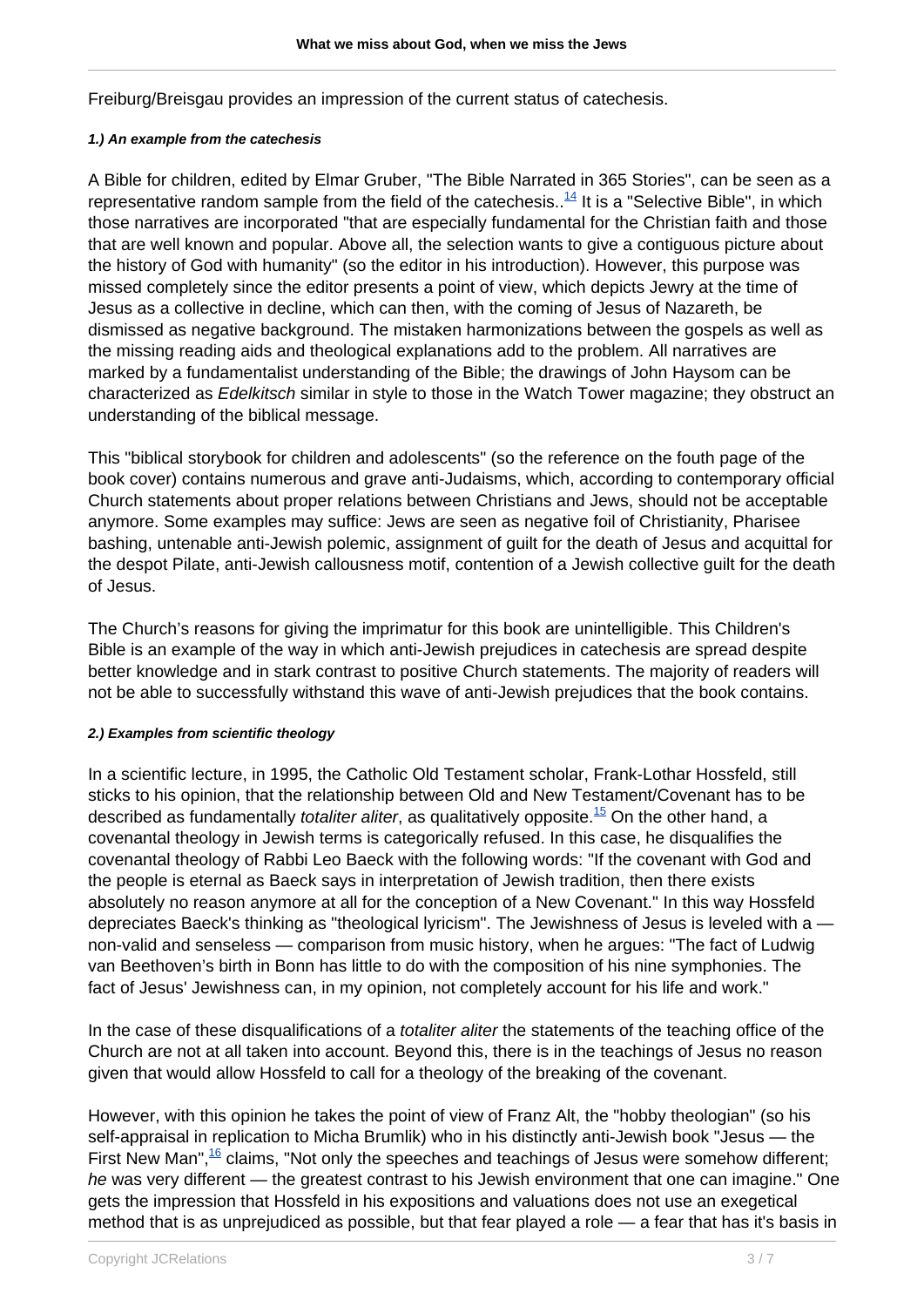Freiburg/Breisgau provides an impression of the current status of catechesis.

##### 1.) An example from the catechesis

A Bible for children, edited by Elmar Gruber, "The Bible Narrated in 365 Stories", can be seen as a representative random sample from the field of the catechesis..[14] It is a "Selective Bible", in which those narratives are incorporated "that are especially fundamental for the Christian faith and those that are well known and popular. Above all, the selection wants to give a contiguous picture about the history of God with humanity" (so the editor in his introduction). However, this purpose was missed completely since the editor presents a point of view, which depicts Jewry at the time of Jesus as a collective in decline, which can then, with the coming of Jesus of Nazareth, be dismissed as negative background. The mistaken harmonizations between the gospels as well as the missing reading aids and theological explanations add to the problem. All narratives are marked by a fundamentalist understanding of the Bible; the drawings of John Haysom can be characterized as *Edelkitsch* similar in style to those in the Watch Tower magazine; they obstruct an understanding of the biblical message.

This "biblical storybook for children and adolescents" (so the reference on the fouth page of the book cover) contains numerous and grave anti-Judaisms, which, according to contemporary official Church statements about proper relations between Christians and Jews, should not be acceptable anymore. Some examples may suffice: Jews are seen as negative foil of Christianity, Pharisee bashing, untenable anti-Jewish polemic, assignment of guilt for the death of Jesus and acquittal for the despot Pilate, anti-Jewish callousness motif, contention of a Jewish collective guilt for the death of Jesus.

The Church's reasons for giving the imprimatur for this book are unintelligible. This Children's Bible is an example of the way in which anti-Jewish prejudices in catechesis are spread despite better knowledge and in stark contrast to positive Church statements. The majority of readers will not be able to successfully withstand this wave of anti-Jewish prejudices that the book contains.

##### 2.) Examples from scientific theology

In a scientific lecture, in 1995, the Catholic Old Testament scholar, Frank-Lothar Hossfeld, still sticks to his opinion, that the relationship between Old and New Testament/Covenant has to be described as fundamentally *totaliter aliter*, as qualitatively opposite.[15] On the other hand, a covenantal theology in Jewish terms is categorically refused. In this case, he disqualifies the covenantal theology of Rabbi Leo Baeck with the following words: "If the covenant with God and the people is eternal as Baeck says in interpretation of Jewish tradition, then there exists absolutely no reason anymore at all for the conception of a New Covenant." In this way Hossfeld depreciates Baeck's thinking as "theological lyricism". The Jewishness of Jesus is leveled with a — non-valid and senseless — comparison from music history, when he argues: "The fact of Ludwig van Beethoven's birth in Bonn has little to do with the composition of his nine symphonies. The fact of Jesus' Jewishness can, in my opinion, not completely account for his life and work."

In the case of these disqualifications of a *totaliter aliter* the statements of the teaching office of the Church are not at all taken into account. Beyond this, there is in the teachings of Jesus no reason given that would allow Hossfeld to call for a theology of the breaking of the covenant.

However, with this opinion he takes the point of view of Franz Alt, the "hobby theologian" (so his self-appraisal in replication to Micha Brumlik) who in his distinctly anti-Jewish book "Jesus — the First New Man",[16] claims, "Not only the speeches and teachings of Jesus were somehow different; *he* was very different — the greatest contrast to his Jewish environment that one can imagine." One gets the impression that Hossfeld in his expositions and valuations does not use an exegetical method that is as unprejudiced as possible, but that fear played a role — a fear that has it's basis in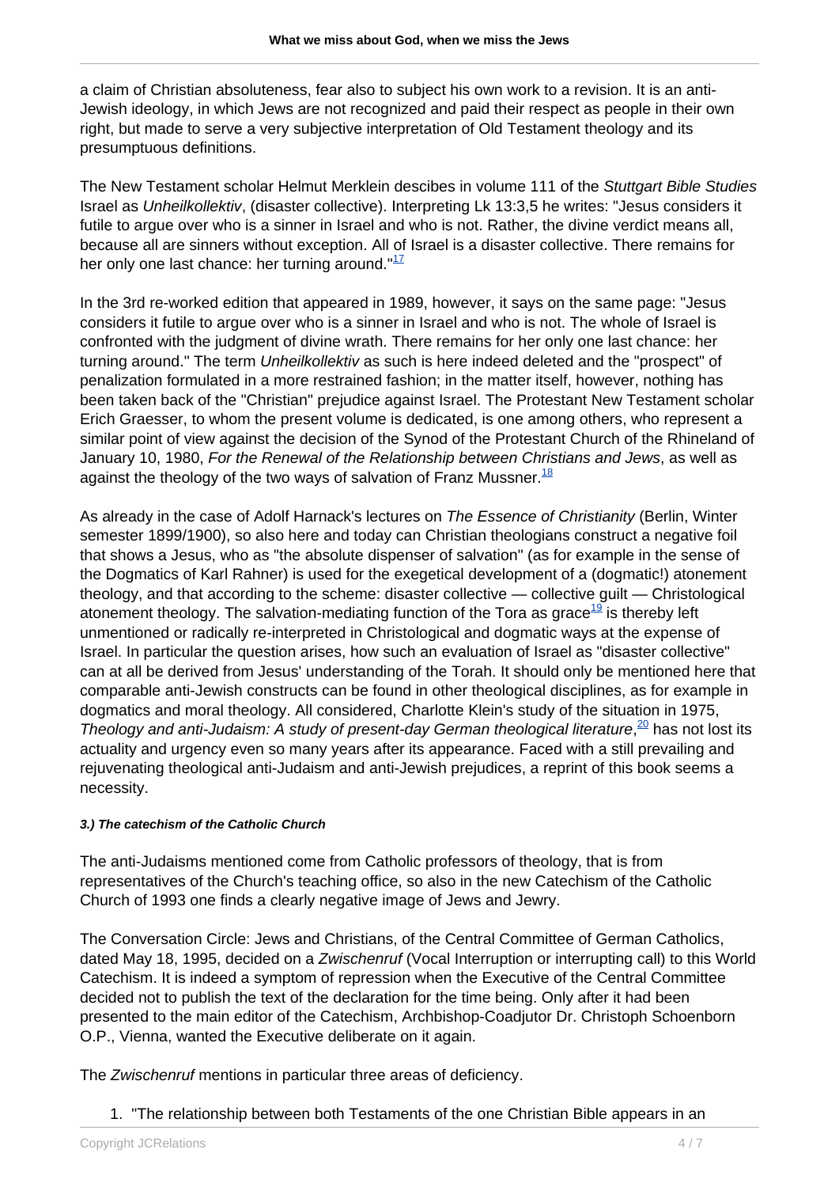a claim of Christian absoluteness, fear also to subject his own work to a revision. It is an anti-Jewish ideology, in which Jews are not recognized and paid their respect as people in their own right, but made to serve a very subjective interpretation of Old Testament theology and its presumptuous definitions.

The New Testament scholar Helmut Merklein descibes in volume 111 of the *Stuttgart Bible Studies* Israel as *Unheilkollektiv*, (disaster collective). Interpreting Lk 13:3,5 he writes: "Jesus considers it futile to argue over who is a sinner in Israel and who is not. Rather, the divine verdict means all, because all are sinners without exception. All of Israel is a disaster collective. There remains for her only one last chance: her turning around."[17]

In the 3rd re-worked edition that appeared in 1989, however, it says on the same page: "Jesus considers it futile to argue over who is a sinner in Israel and who is not. The whole of Israel is confronted with the judgment of divine wrath. There remains for her only one last chance: her turning around." The term *Unheilkollektiv* as such is here indeed deleted and the "prospect" of penalization formulated in a more restrained fashion; in the matter itself, however, nothing has been taken back of the "Christian" prejudice against Israel. The Protestant New Testament scholar Erich Graesser, to whom the present volume is dedicated, is one among others, who represent a similar point of view against the decision of the Synod of the Protestant Church of the Rhineland of January 10, 1980, *For the Renewal of the Relationship between Christians and Jews*, as well as against the theology of the two ways of salvation of Franz Mussner.[18]

As already in the case of Adolf Harnack's lectures on *The Essence of Christianity* (Berlin, Winter semester 1899/1900), so also here and today can Christian theologians construct a negative foil that shows a Jesus, who as "the absolute dispenser of salvation" (as for example in the sense of the Dogmatics of Karl Rahner) is used for the exegetical development of a (dogmatic!) atonement theology, and that according to the scheme: disaster collective — collective guilt — Christological atonement theology. The salvation-mediating function of the Tora as grace[19] is thereby left unmentioned or radically re-interpreted in Christological and dogmatic ways at the expense of Israel. In particular the question arises, how such an evaluation of Israel as "disaster collective" can at all be derived from Jesus' understanding of the Torah. It should only be mentioned here that comparable anti-Jewish constructs can be found in other theological disciplines, as for example in dogmatics and moral theology. All considered, Charlotte Klein's study of the situation in 1975, *Theology and anti-Judaism: A study of present-day German theological literature*,[20] has not lost its actuality and urgency even so many years after its appearance. Faced with a still prevailing and rejuvenating theological anti-Judaism and anti-Jewish prejudices, a reprint of this book seems a necessity.

#### 3.) The catechism of the Catholic Church

The anti-Judaisms mentioned come from Catholic professors of theology, that is from representatives of the Church's teaching office, so also in the new Catechism of the Catholic Church of 1993 one finds a clearly negative image of Jews and Jewry.

The Conversation Circle: Jews and Christians, of the Central Committee of German Catholics, dated May 18, 1995, decided on a *Zwischenruf* (Vocal Interruption or interrupting call) to this World Catechism. It is indeed a symptom of repression when the Executive of the Central Committee decided not to publish the text of the declaration for the time being. Only after it had been presented to the main editor of the Catechism, Archbishop-Coadjutor Dr. Christoph Schoenborn O.P., Vienna, wanted the Executive deliberate on it again.

The *Zwischenruf* mentions in particular three areas of deficiency.

1. "The relationship between both Testaments of the one Christian Bible appears in an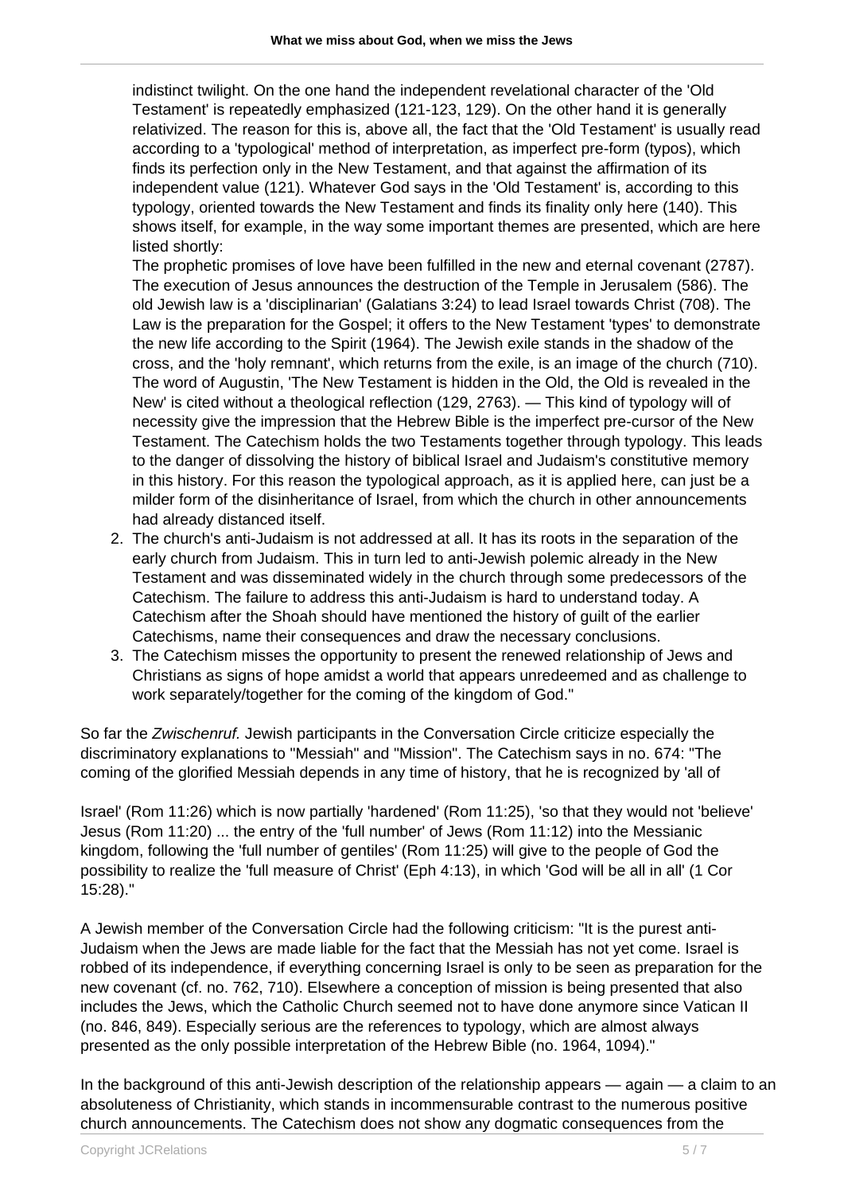indistinct twilight. On the one hand the independent revelational character of the 'Old Testament' is repeatedly emphasized (121-123, 129). On the other hand it is generally relativized. The reason for this is, above all, the fact that the 'Old Testament' is usually read according to a 'typological' method of interpretation, as imperfect pre-form (typos), which finds its perfection only in the New Testament, and that against the affirmation of its independent value (121). Whatever God says in the 'Old Testament' is, according to this typology, oriented towards the New Testament and finds its finality only here (140). This shows itself, for example, in the way some important themes are presented, which are here listed shortly:

The prophetic promises of love have been fulfilled in the new and eternal covenant (2787). The execution of Jesus announces the destruction of the Temple in Jerusalem (586). The old Jewish law is a 'disciplinarian' (Galatians 3:24) to lead Israel towards Christ (708). The Law is the preparation for the Gospel; it offers to the New Testament 'types' to demonstrate the new life according to the Spirit (1964). The Jewish exile stands in the shadow of the cross, and the 'holy remnant', which returns from the exile, is an image of the church (710). The word of Augustin, 'The New Testament is hidden in the Old, the Old is revealed in the New' is cited without a theological reflection (129, 2763). — This kind of typology will of necessity give the impression that the Hebrew Bible is the imperfect pre-cursor of the New Testament. The Catechism holds the two Testaments together through typology. This leads to the danger of dissolving the history of biblical Israel and Judaism's constitutive memory in this history. For this reason the typological approach, as it is applied here, can just be a milder form of the disinheritance of Israel, from which the church in other announcements had already distanced itself.

2. The church's anti-Judaism is not addressed at all. It has its roots in the separation of the early church from Judaism. This in turn led to anti-Jewish polemic already in the New Testament and was disseminated widely in the church through some predecessors of the Catechism. The failure to address this anti-Judaism is hard to understand today. A Catechism after the Shoah should have mentioned the history of guilt of the earlier Catechisms, name their consequences and draw the necessary conclusions.
3. The Catechism misses the opportunity to present the renewed relationship of Jews and Christians as signs of hope amidst a world that appears unredeemed and as challenge to work separately/together for the coming of the kingdom of God."

So far the *Zwischenruf.* Jewish participants in the Conversation Circle criticize especially the discriminatory explanations to "Messiah" and "Mission". The Catechism says in no. 674: "The coming of the glorified Messiah depends in any time of history, that he is recognized by 'all of Israel' (Rom 11:26) which is now partially 'hardened' (Rom 11:25), 'so that they would not 'believe' Jesus (Rom 11:20) ... the entry of the 'full number' of Jews (Rom 11:12) into the Messianic kingdom, following the 'full number of gentiles' (Rom 11:25) will give to the people of God the possibility to realize the 'full measure of Christ' (Eph 4:13), in which 'God will be all in all' (1 Cor 15:28)."

A Jewish member of the Conversation Circle had the following criticism: "It is the purest anti-Judaism when the Jews are made liable for the fact that the Messiah has not yet come. Israel is robbed of its independence, if everything concerning Israel is only to be seen as preparation for the new covenant (cf. no. 762, 710). Elsewhere a conception of mission is being presented that also includes the Jews, which the Catholic Church seemed not to have done anymore since Vatican II (no. 846, 849). Especially serious are the references to typology, which are almost always presented as the only possible interpretation of the Hebrew Bible (no. 1964, 1094)."

In the background of this anti-Jewish description of the relationship appears — again — a claim to an absoluteness of Christianity, which stands in incommensurable contrast to the numerous positive church announcements. The Catechism does not show any dogmatic consequences from the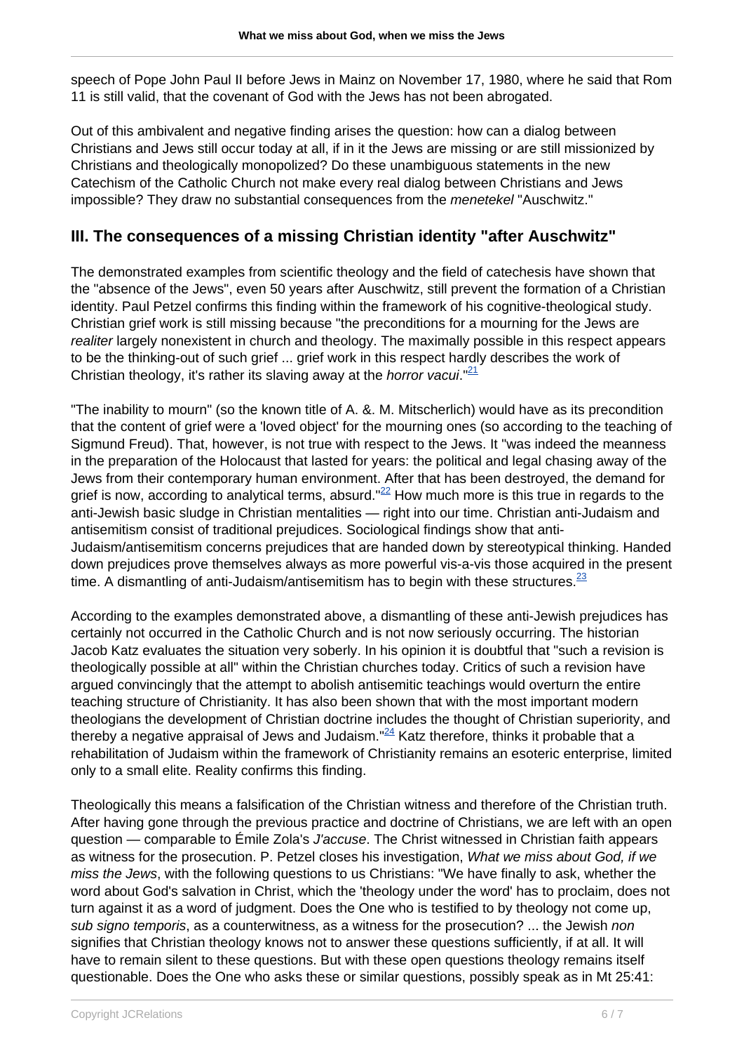speech of Pope John Paul II before Jews in Mainz on November 17, 1980, where he said that Rom 11 is still valid, that the covenant of God with the Jews has not been abrogated.

Out of this ambivalent and negative finding arises the question: how can a dialog between Christians and Jews still occur today at all, if in it the Jews are missing or are still missionized by Christians and theologically monopolized? Do these unambiguous statements in the new Catechism of the Catholic Church not make every real dialog between Christians and Jews impossible? They draw no substantial consequences from the *menetekel* "Auschwitz."

## III. The consequences of a missing Christian identity "after Auschwitz"

The demonstrated examples from scientific theology and the field of catechesis have shown that the "absence of the Jews", even 50 years after Auschwitz, still prevent the formation of a Christian identity. Paul Petzel confirms this finding within the framework of his cognitive-theological study. Christian grief work is still missing because "the preconditions for a mourning for the Jews are *realiter* largely nonexistent in church and theology. The maximally possible in this respect appears to be the thinking-out of such grief ... grief work in this respect hardly describes the work of Christian theology, it's rather its slaving away at the *horror vacui*."[21]

"The inability to mourn" (so the known title of A. &. M. Mitscherlich) would have as its precondition that the content of grief were a 'loved object' for the mourning ones (so according to the teaching of Sigmund Freud). That, however, is not true with respect to the Jews. It "was indeed the meanness in the preparation of the Holocaust that lasted for years: the political and legal chasing away of the Jews from their contemporary human environment. After that has been destroyed, the demand for grief is now, according to analytical terms, absurd."[22] How much more is this true in regards to the anti-Jewish basic sludge in Christian mentalities — right into our time. Christian anti-Judaism and antisemitism consist of traditional prejudices. Sociological findings show that anti-Judaism/antisemitism concerns prejudices that are handed down by stereotypical thinking. Handed down prejudices prove themselves always as more powerful vis-a-vis those acquired in the present time. A dismantling of anti-Judaism/antisemitism has to begin with these structures.[23]

According to the examples demonstrated above, a dismantling of these anti-Jewish prejudices has certainly not occurred in the Catholic Church and is not now seriously occurring. The historian Jacob Katz evaluates the situation very soberly. In his opinion it is doubtful that "such a revision is theologically possible at all" within the Christian churches today. Critics of such a revision have argued convincingly that the attempt to abolish antisemitic teachings would overturn the entire teaching structure of Christianity. It has also been shown that with the most important modern theologians the development of Christian doctrine includes the thought of Christian superiority, and thereby a negative appraisal of Jews and Judaism."[24] Katz therefore, thinks it probable that a rehabilitation of Judaism within the framework of Christianity remains an esoteric enterprise, limited only to a small elite. Reality confirms this finding.

Theologically this means a falsification of the Christian witness and therefore of the Christian truth. After having gone through the previous practice and doctrine of Christians, we are left with an open question — comparable to Émile Zola's *J'accuse*. The Christ witnessed in Christian faith appears as witness for the prosecution. P. Petzel closes his investigation, *What we miss about God, if we miss the Jews*, with the following questions to us Christians: "We have finally to ask, whether the word about God's salvation in Christ, which the 'theology under the word' has to proclaim, does not turn against it as a word of judgment. Does the One who is testified to by theology not come up, *sub signo temporis*, as a counterwitness, as a witness for the prosecution? ... the Jewish *non* signifies that Christian theology knows not to answer these questions sufficiently, if at all. It will have to remain silent to these questions. But with these open questions theology remains itself questionable. Does the One who asks these or similar questions, possibly speak as in Mt 25:41: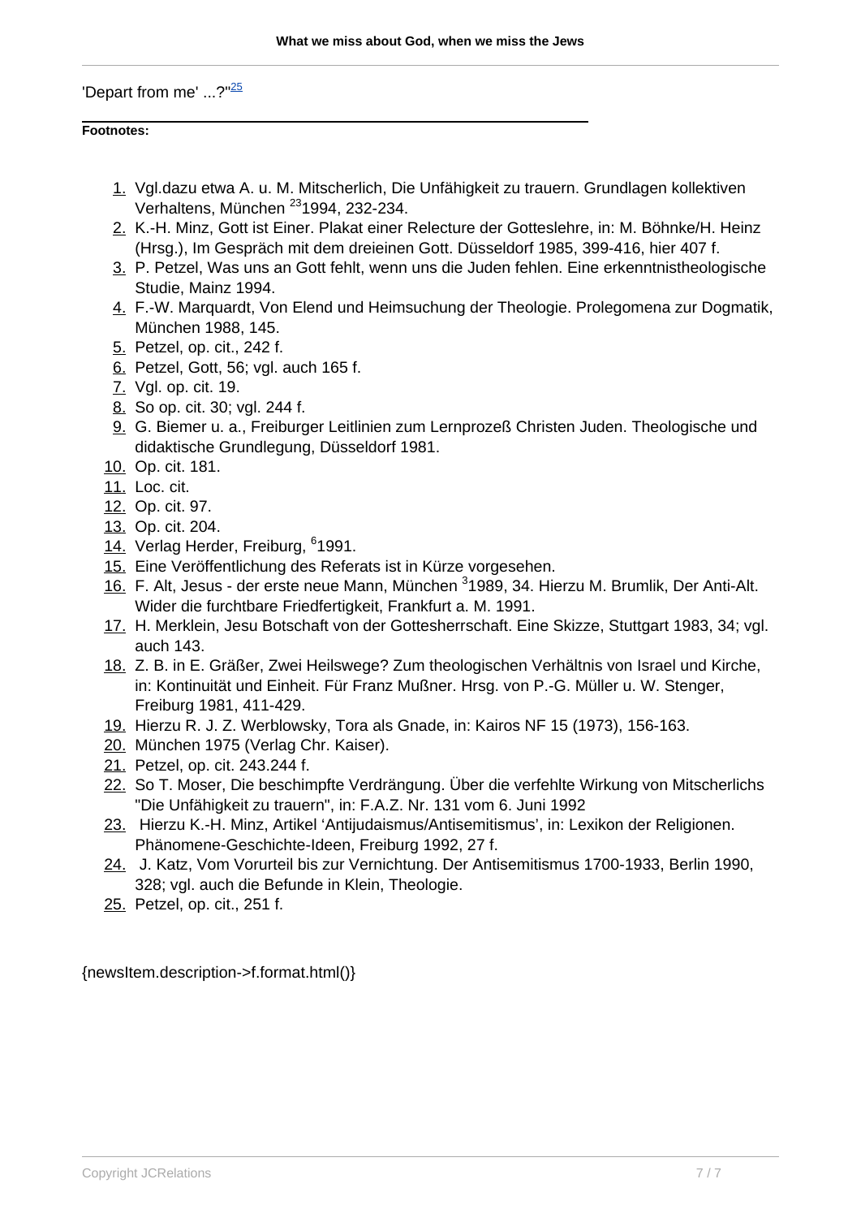'Depart from me' ...?"[25]

**Footnotes:**

1. Vgl.dazu etwa A. u. M. Mitscherlich, Die Unfähigkeit zu trauern. Grundlagen kollektiven Verhaltens, München [23]1994, 232-234.
2. K.-H. Minz, Gott ist Einer. Plakat einer Relecture der Gotteslehre, in: M. Böhnke/H. Heinz (Hrsg.), Im Gespräch mit dem dreieinen Gott. Düsseldorf 1985, 399-416, hier 407 f.
3. P. Petzel, Was uns an Gott fehlt, wenn uns die Juden fehlen. Eine erkenntnistheologische Studie, Mainz 1994.
4. F.-W. Marquardt, Von Elend und Heimsuchung der Theologie. Prolegomena zur Dogmatik, München 1988, 145.
5. Petzel, op. cit., 242 f.
6. Petzel, Gott, 56; vgl. auch 165 f.
7. Vgl. op. cit. 19.
8. So op. cit. 30; vgl. 244 f.
9. G. Biemer u. a., Freiburger Leitlinien zum Lernprozeß Christen Juden. Theologische und didaktische Grundlegung, Düsseldorf 1981.
10. Op. cit. 181.
11. Loc. cit.
12. Op. cit. 97.
13. Op. cit. 204.
14. Verlag Herder, Freiburg, [6]1991.
15. Eine Veröffentlichung des Referats ist in Kürze vorgesehen.
16. F. Alt, Jesus - der erste neue Mann, München [3]1989, 34. Hierzu M. Brumlik, Der Anti-Alt. Wider die furchtbare Friedfertigkeit, Frankfurt a. M. 1991.
17. H. Merklein, Jesu Botschaft von der Gottesherrschaft. Eine Skizze, Stuttgart 1983, 34; vgl. auch 143.
18. Z. B. in E. Gräßer, Zwei Heilswege? Zum theologischen Verhältnis von Israel und Kirche, in: Kontinuität und Einheit. Für Franz Mußner. Hrsg. von P.-G. Müller u. W. Stenger, Freiburg 1981, 411-429.
19. Hierzu R. J. Z. Werblowsky, Tora als Gnade, in: Kairos NF 15 (1973), 156-163.
20. München 1975 (Verlag Chr. Kaiser).
21. Petzel, op. cit. 243.244 f.
22. So T. Moser, Die beschimpfte Verdrängung. Über die verfehlte Wirkung von Mitscherlichs "Die Unfähigkeit zu trauern", in: F.A.Z. Nr. 131 vom 6. Juni 1992
23. Hierzu K.-H. Minz, Artikel 'Antijudaismus/Antisemitismus', in: Lexikon der Religionen. Phänomene-Geschichte-Ideen, Freiburg 1992, 27 f.
24. J. Katz, Vom Vorurteil bis zur Vernichtung. Der Antisemitismus 1700-1933, Berlin 1990, 328; vgl. auch die Befunde in Klein, Theologie.
25. Petzel, op. cit., 251 f.

{newsItem.description->f.format.html()}